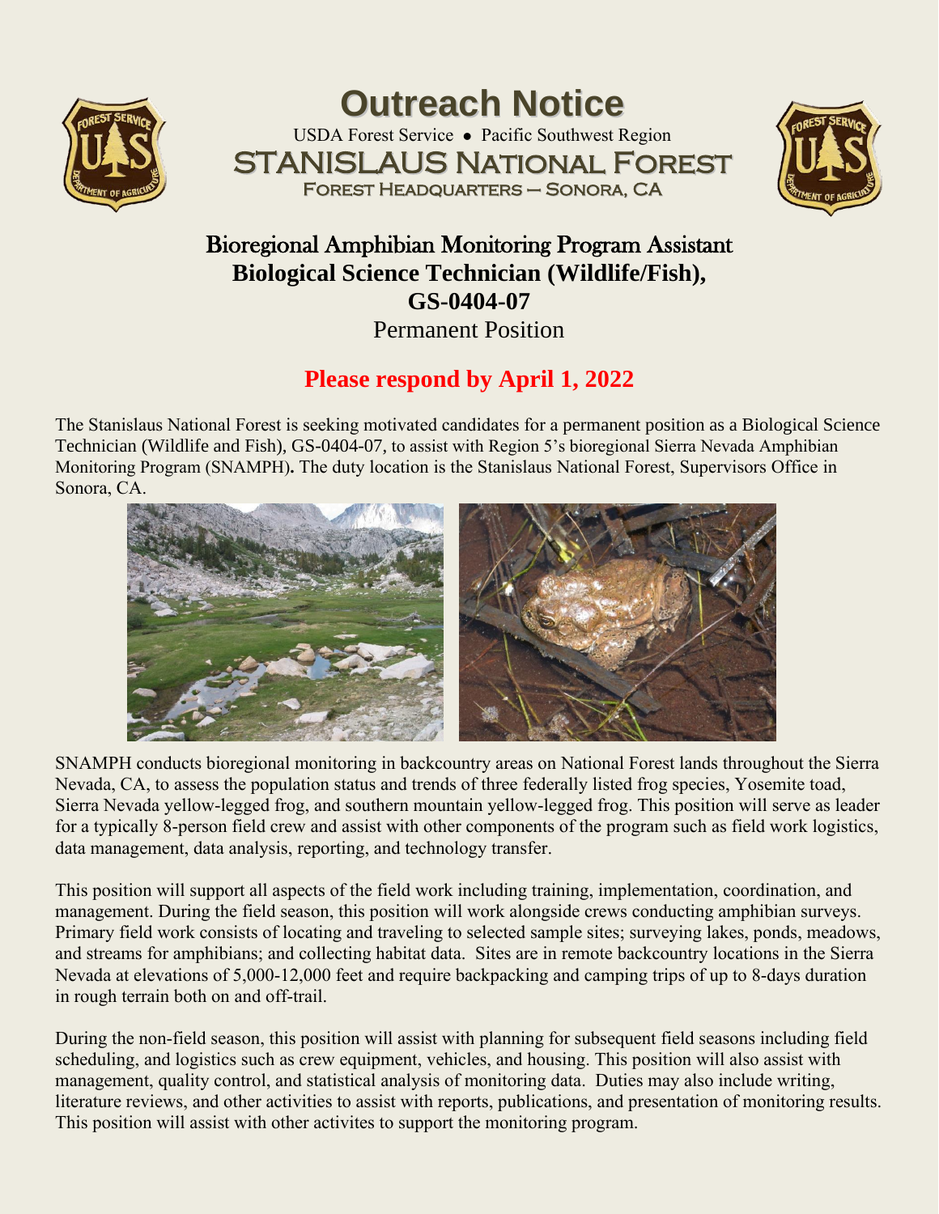# Outreach Notice

USDA Forest Service • Pacific Southwest Region

## STANISLAUS NATIONAL FOREST

FOREST HEADQUARTERS – SONORA, CA

## Bioregional Amphibian Monitoring Program Assistant
## Biological Science Technician (Wildlife/Fish), GS-0404-07

Permanent Position

**Please respond by April 1, 2022**

The Stanislaus National Forest is seeking motivated candidates for a permanent position as a Biological Science Technician (Wildlife and Fish), GS-0404-07, to assist with Region 5's bioregional Sierra Nevada Amphibian Monitoring Program (SNAMPH)**.** The duty location is the Stanislaus National Forest, Supervisors Office in Sonora, CA.

SNAMPH conducts bioregional monitoring in backcountry areas on National Forest lands throughout the Sierra Nevada, CA, to assess the population status and trends of three federally listed frog species, Yosemite toad, Sierra Nevada yellow-legged frog, and southern mountain yellow-legged frog. This position will serve as leader for a typically 8-person field crew and assist with other components of the program such as field work logistics, data management, data analysis, reporting, and technology transfer.

This position will support all aspects of the field work including training, implementation, coordination, and management. During the field season, this position will work alongside crews conducting amphibian surveys. Primary field work consists of locating and traveling to selected sample sites; surveying lakes, ponds, meadows, and streams for amphibians; and collecting habitat data. Sites are in remote backcountry locations in the Sierra Nevada at elevations of 5,000-12,000 feet and require backpacking and camping trips of up to 8-days duration in rough terrain both on and off-trail.

During the non-field season, this position will assist with planning for subsequent field seasons including field scheduling, and logistics such as crew equipment, vehicles, and housing. This position will also assist with management, quality control, and statistical analysis of monitoring data. Duties may also include writing, literature reviews, and other activities to assist with reports, publications, and presentation of monitoring results. This position will assist with other activites to support the monitoring program.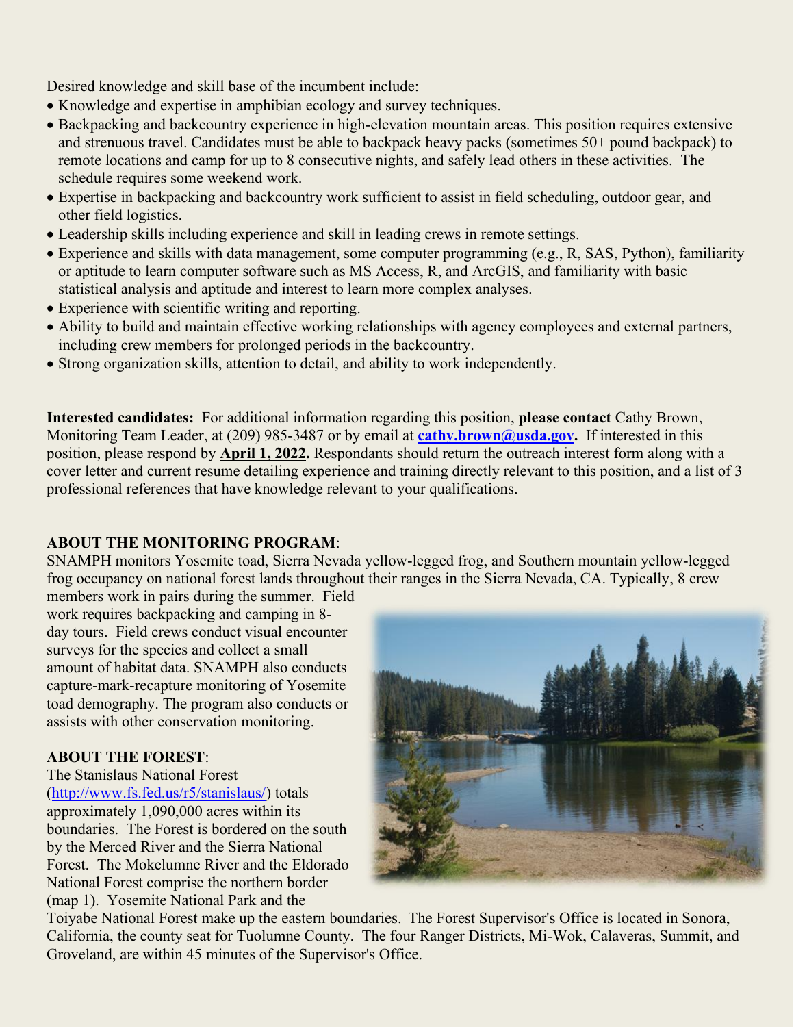Desired knowledge and skill base of the incumbent include:

- Knowledge and expertise in amphibian ecology and survey techniques.
- Backpacking and backcountry experience in high-elevation mountain areas. This position requires extensive and strenuous travel. Candidates must be able to backpack heavy packs (sometimes 50+ pound backpack) to remote locations and camp for up to 8 consecutive nights, and safely lead others in these activities. The schedule requires some weekend work.
- Expertise in backpacking and backcountry work sufficient to assist in field scheduling, outdoor gear, and other field logistics.
- Leadership skills including experience and skill in leading crews in remote settings.
- Experience and skills with data management, some computer programming (e.g., R, SAS, Python), familiarity or aptitude to learn computer software such as MS Access, R, and ArcGIS, and familiarity with basic statistical analysis and aptitude and interest to learn more complex analyses.
- Experience with scientific writing and reporting.
- Ability to build and maintain effective working relationships with agency eomployees and external partners, including crew members for prolonged periods in the backcountry.
- Strong organization skills, attention to detail, and ability to work independently.

**Interested candidates:** For additional information regarding this position, **please contact** Cathy Brown, Monitoring Team Leader, at (209) 985-3487 or by email at **cathy.brown@usda.gov.** If interested in this position, please respond by **April 1, 2022.** Respondants should return the outreach interest form along with a cover letter and current resume detailing experience and training directly relevant to this position, and a list of 3 professional references that have knowledge relevant to your qualifications.

**ABOUT THE MONITORING PROGRAM**:

SNAMPH monitors Yosemite toad, Sierra Nevada yellow-legged frog, and Southern mountain yellow-legged frog occupancy on national forest lands throughout their ranges in the Sierra Nevada, CA. Typically, 8 crew members work in pairs during the summer. Field work requires backpacking and camping in 8-day tours. Field crews conduct visual encounter surveys for the species and collect a small amount of habitat data. SNAMPH also conducts capture-mark-recapture monitoring of Yosemite toad demography. The program also conducts or assists with other conservation monitoring.

**ABOUT THE FOREST**:

The Stanislaus National Forest (http://www.fs.fed.us/r5/stanislaus/) totals approximately 1,090,000 acres within its boundaries. The Forest is bordered on the south by the Merced River and the Sierra National Forest. The Mokelumne River and the Eldorado National Forest comprise the northern border (map 1). Yosemite National Park and the Toiyabe National Forest make up the eastern boundaries. The Forest Supervisor's Office is located in Sonora, California, the county seat for Tuolumne County. The four Ranger Districts, Mi-Wok, Calaveras, Summit, and Groveland, are within 45 minutes of the Supervisor's Office.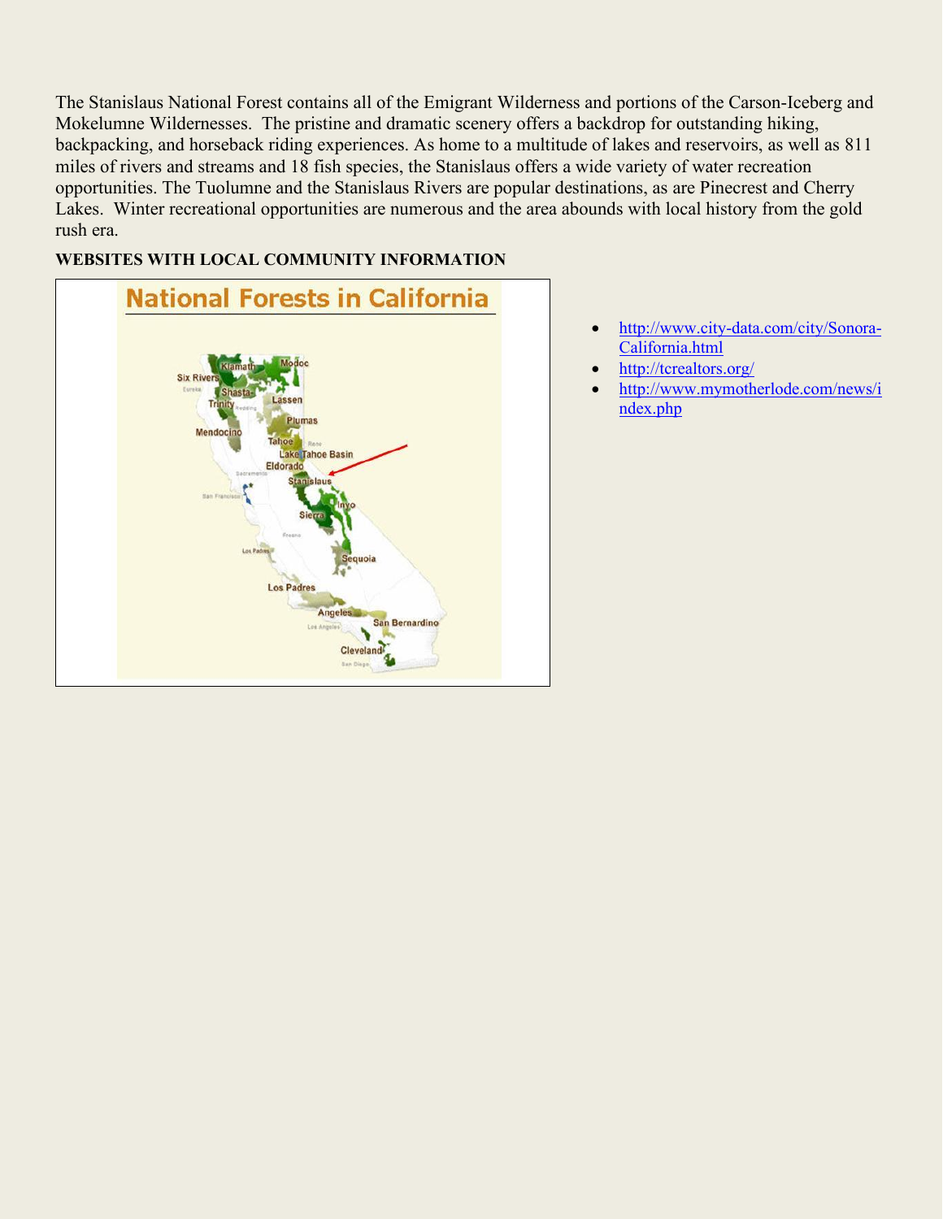The Stanislaus National Forest contains all of the Emigrant Wilderness and portions of the Carson-Iceberg and Mokelumne Wildernesses. The pristine and dramatic scenery offers a backdrop for outstanding hiking, backpacking, and horseback riding experiences. As home to a multitude of lakes and reservoirs, as well as 811 miles of rivers and streams and 18 fish species, the Stanislaus offers a wide variety of water recreation opportunities. The Tuolumne and the Stanislaus Rivers are popular destinations, as are Pinecrest and Cherry Lakes. Winter recreational opportunities are numerous and the area abounds with local history from the gold rush era.

**WEBSITES WITH LOCAL COMMUNITY INFORMATION**

- [http://www.city-data.com/city/Sonora-California.html](http://www.city-data.com/city/Sonora-California.html)
- [http://tcrealtors.org/](http://tcrealtors.org/)
- [http://www.mymotherlode.com/news/index.php](http://www.mymotherlode.com/news/index.php)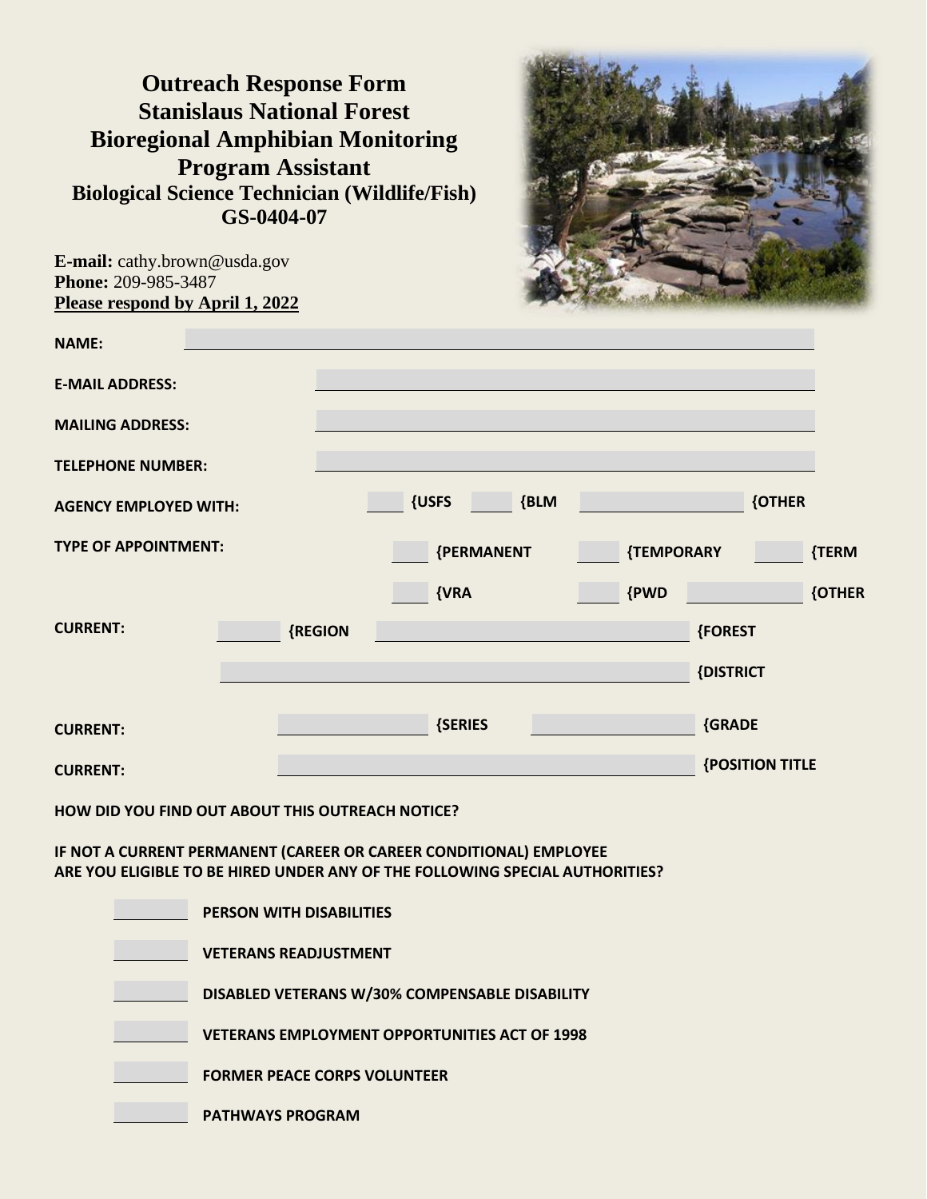# Outreach Response Form
# Stanislaus National Forest
# Bioregional Amphibian Monitoring Program Assistant
## Biological Science Technician (Wildlife/Fish)
## GS-0404-07

**E-mail:** cathy.brown@usda.gov
**Phone:** 209-985-3487
**Please respond by April 1, 2022**

**NAME:** ________________

**E-MAIL ADDRESS:** ________________

**MAILING ADDRESS:** ________________

**TELEPHONE NUMBER:** ________________

**AGENCY EMPLOYED WITH:** ____ {USFS ____ {BLM ____ {OTHER

**TYPE OF APPOINTMENT:** ____ {PERMANENT ____ {TEMPORARY ____ {TERM

____ {VRA ____ {PWD ____ {OTHER

**CURRENT:** ____ {REGION ____ {FOREST

____ {DISTRICT

**CURRENT:** ____ {SERIES ____ {GRADE

**CURRENT:** ____ {POSITION TITLE

**HOW DID YOU FIND OUT ABOUT THIS OUTREACH NOTICE?**

**IF NOT A CURRENT PERMANENT (CAREER OR CAREER CONDITIONAL) EMPLOYEE ARE YOU ELIGIBLE TO BE HIRED UNDER ANY OF THE FOLLOWING SPECIAL AUTHORITIES?**

____ **PERSON WITH DISABILITIES**

____ **VETERANS READJUSTMENT**

____ **DISABLED VETERANS W/30% COMPENSABLE DISABILITY**

____ **VETERANS EMPLOYMENT OPPORTUNITIES ACT OF 1998**

____ **FORMER PEACE CORPS VOLUNTEER**

____ **PATHWAYS PROGRAM**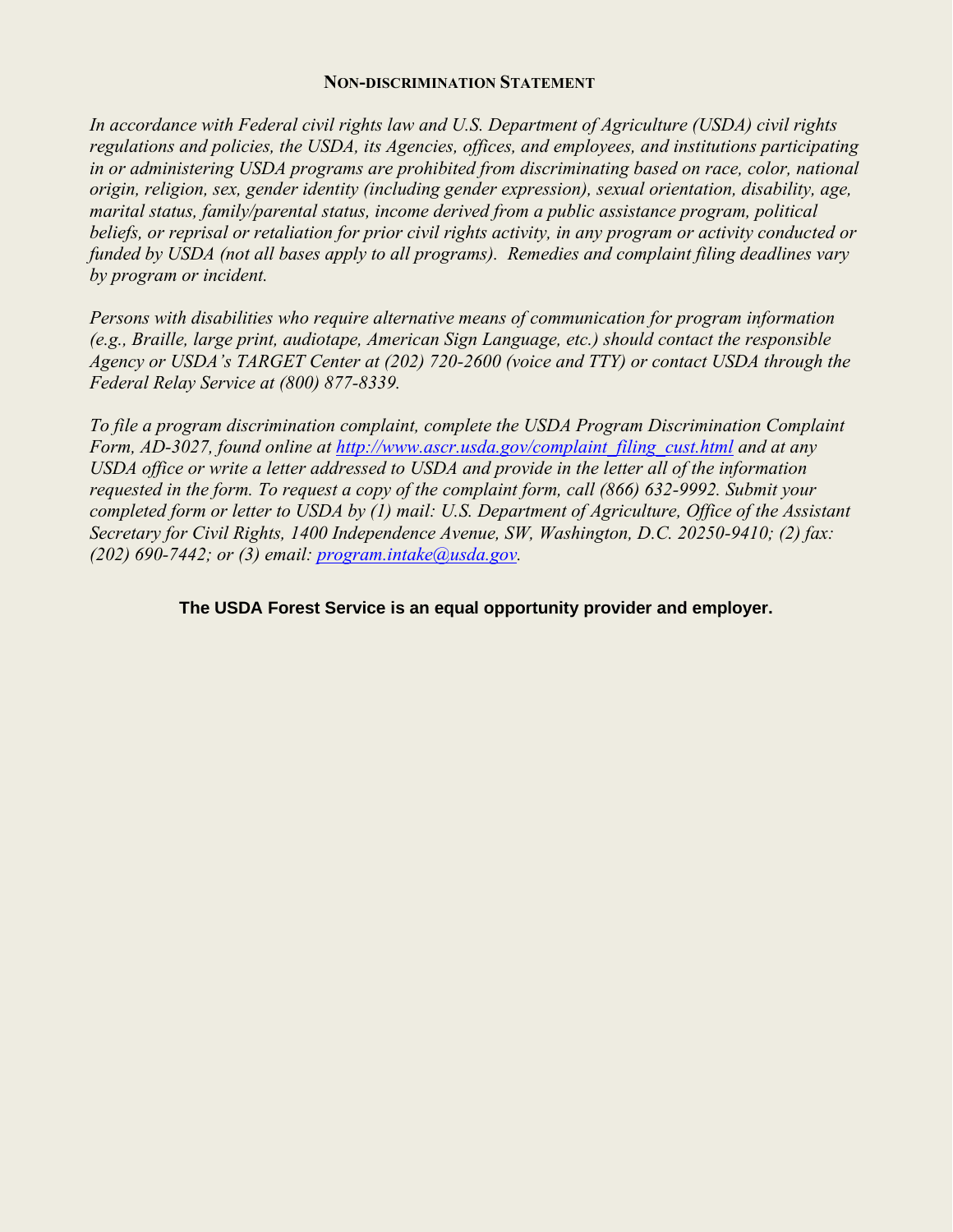## Non-discrimination Statement

*In accordance with Federal civil rights law and U.S. Department of Agriculture (USDA) civil rights regulations and policies, the USDA, its Agencies, offices, and employees, and institutions participating in or administering USDA programs are prohibited from discriminating based on race, color, national origin, religion, sex, gender identity (including gender expression), sexual orientation, disability, age, marital status, family/parental status, income derived from a public assistance program, political beliefs, or reprisal or retaliation for prior civil rights activity, in any program or activity conducted or funded by USDA (not all bases apply to all programs). Remedies and complaint filing deadlines vary by program or incident.*

*Persons with disabilities who require alternative means of communication for program information (e.g., Braille, large print, audiotape, American Sign Language, etc.) should contact the responsible Agency or USDA's TARGET Center at (202) 720-2600 (voice and TTY) or contact USDA through the Federal Relay Service at (800) 877-8339.*

*To file a program discrimination complaint, complete the USDA Program Discrimination Complaint Form, AD-3027, found online at [http://www.ascr.usda.gov/complaint_filing_cust.html](http://www.ascr.usda.gov/complaint_filing_cust.html) and at any USDA office or write a letter addressed to USDA and provide in the letter all of the information requested in the form. To request a copy of the complaint form, call (866) 632-9992. Submit your completed form or letter to USDA by (1) mail: U.S. Department of Agriculture, Office of the Assistant Secretary for Civil Rights, 1400 Independence Avenue, SW, Washington, D.C. 20250-9410; (2) fax: (202) 690-7442; or (3) email: [program.intake@usda.gov](mailto:program.intake@usda.gov).*

**The USDA Forest Service is an equal opportunity provider and employer.**